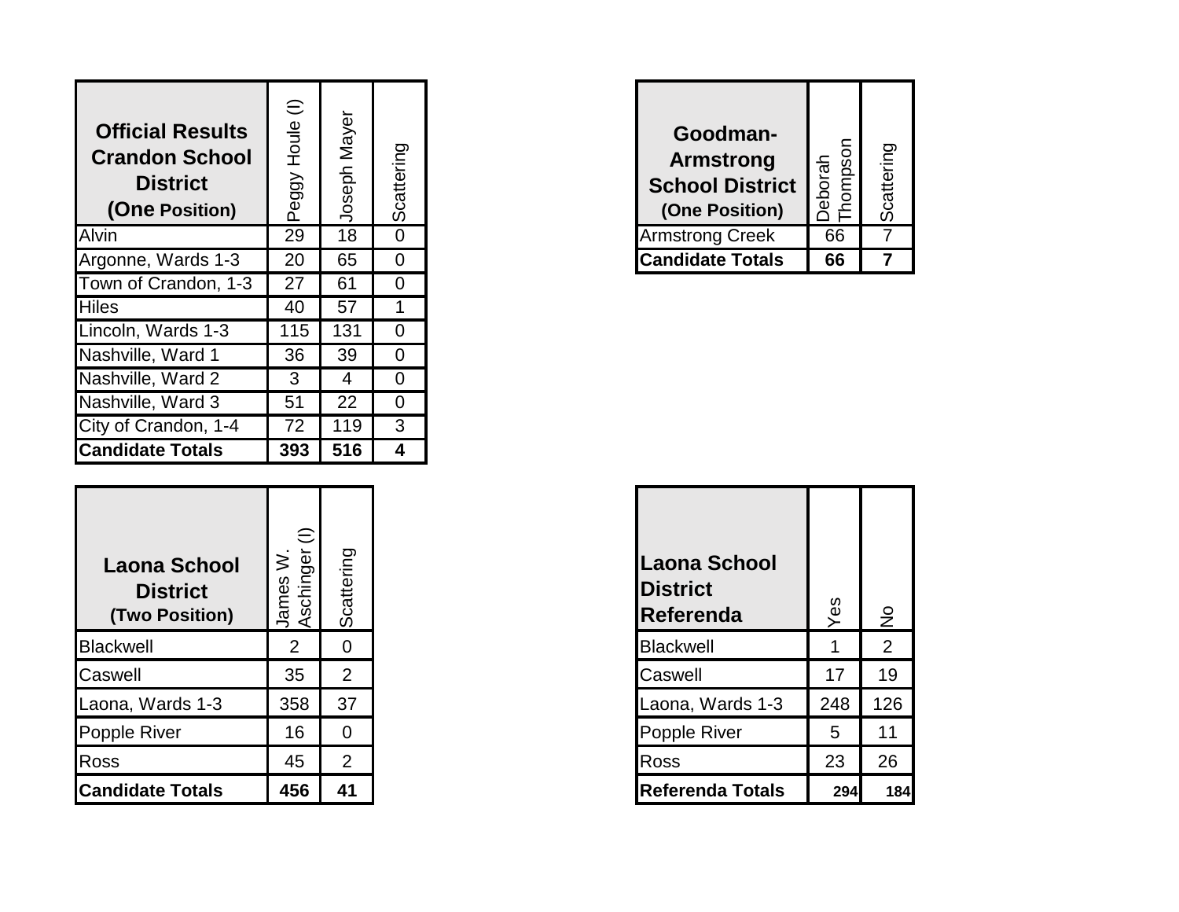| Official Results Crandon School District (One Position) | Peggy Houle (I) | Joseph Mayer | Scattering |
|---|---|---|---|
| Alvin | 29 | 18 | 0 |
| Argonne, Wards 1-3 | 20 | 65 | 0 |
| Town of Crandon, 1-3 | 27 | 61 | 0 |
| Hiles | 40 | 57 | 1 |
| Lincoln, Wards 1-3 | 115 | 131 | 0 |
| Nashville, Ward 1 | 36 | 39 | 0 |
| Nashville, Ward 2 | 3 | 4 | 0 |
| Nashville, Ward 3 | 51 | 22 | 0 |
| City of Crandon, 1-4 | 72 | 119 | 3 |
| **Candidate Totals** | **393** | **516** | **4** |

| Goodman-Armstrong School District (One Position) | Deborah Thompson | Scattering |
|---|---|---|
| Armstrong Creek | 66 | 7 |
| **Candidate Totals** | **66** | **7** |

| Laona School District (Two Position) | James W. Aschinger (I) | Scattering |
|---|---|---|
| Blackwell | 2 | 0 |
| Caswell | 35 | 2 |
| Laona, Wards 1-3 | 358 | 37 |
| Popple River | 16 | 0 |
| Ross | 45 | 2 |
| **Candidate Totals** | **456** | **41** |

| Laona School District Referenda | Yes | No |
|---|---|---|
| Blackwell | 1 | 2 |
| Caswell | 17 | 19 |
| Laona, Wards 1-3 | 248 | 126 |
| Popple River | 5 | 11 |
| Ross | 23 | 26 |
| **Referenda Totals** | **294** | **184** |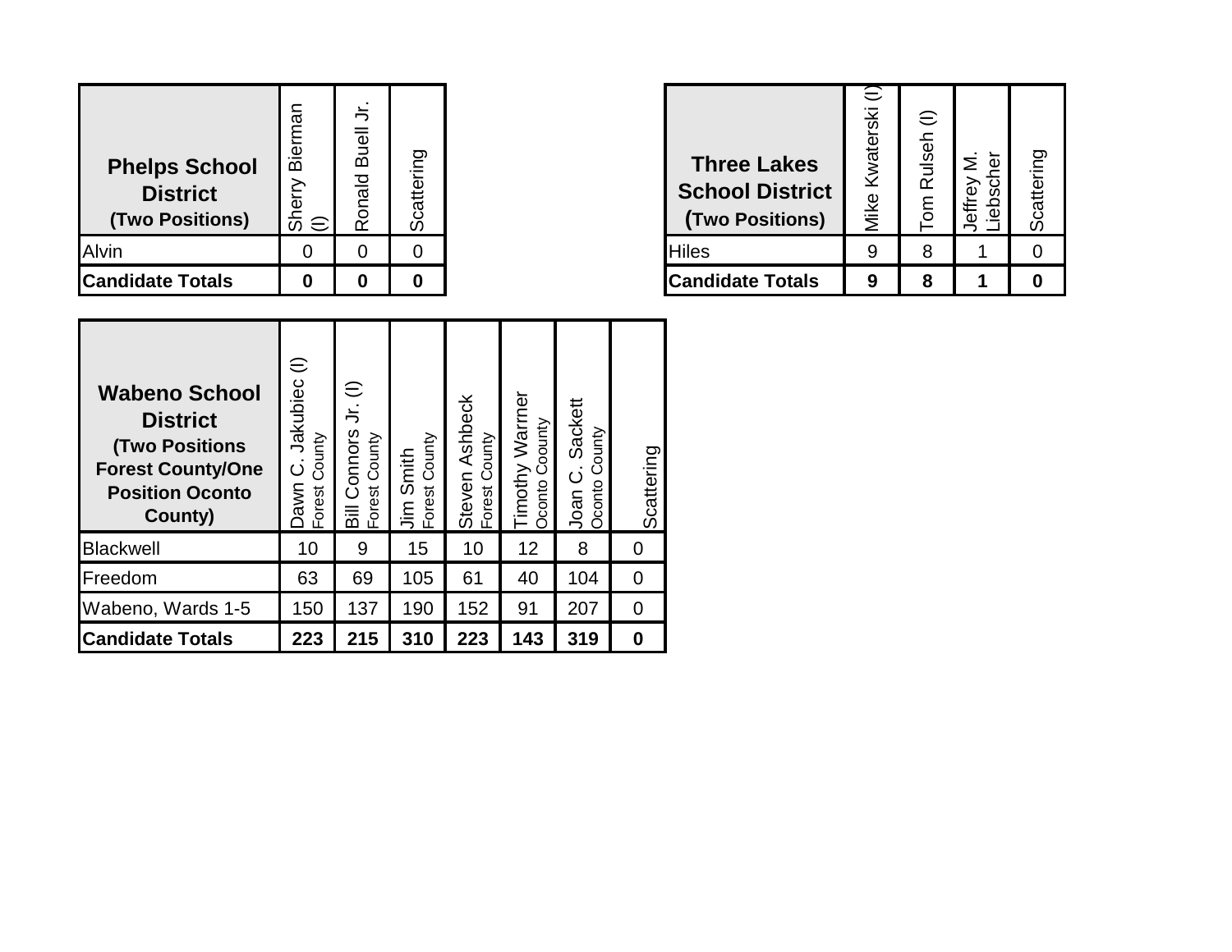| Phelps School District (Two Positions) | Sherry Bierman (I) | Ronald Buell Jr. | Scattering |
|---|---|---|---|
| Alvin | 0 | 0 | 0 |
| **Candidate Totals** | **0** | **0** | **0** |

| Three Lakes School District (Two Positions) | Mike Kwaterski (I) | Tom Rulseh (I) | Jeffrey M. Liebscher | Scattering |
|---|---|---|---|---|
| Hiles | 9 | 8 | 1 | 0 |
| **Candidate Totals** | **9** | **8** | **1** | **0** |

| Wabeno School District (Two Positions Forest County/One Position Oconto County) | Dawn C. Jakubiec (I) Forest County | Bill Connors Jr. (I) Forest County | Jim Smith Forest County | Steven Ashbeck Forest County | Timothy Warrner Oconto Coounty | Joan C. Sackett Oconto County | Scattering |
|---|---|---|---|---|---|---|---|
| Blackwell | 10 | 9 | 15 | 10 | 12 | 8 | 0 |
| Freedom | 63 | 69 | 105 | 61 | 40 | 104 | 0 |
| Wabeno, Wards 1-5 | 150 | 137 | 190 | 152 | 91 | 207 | 0 |
| **Candidate Totals** | **223** | **215** | **310** | **223** | **143** | **319** | **0** |